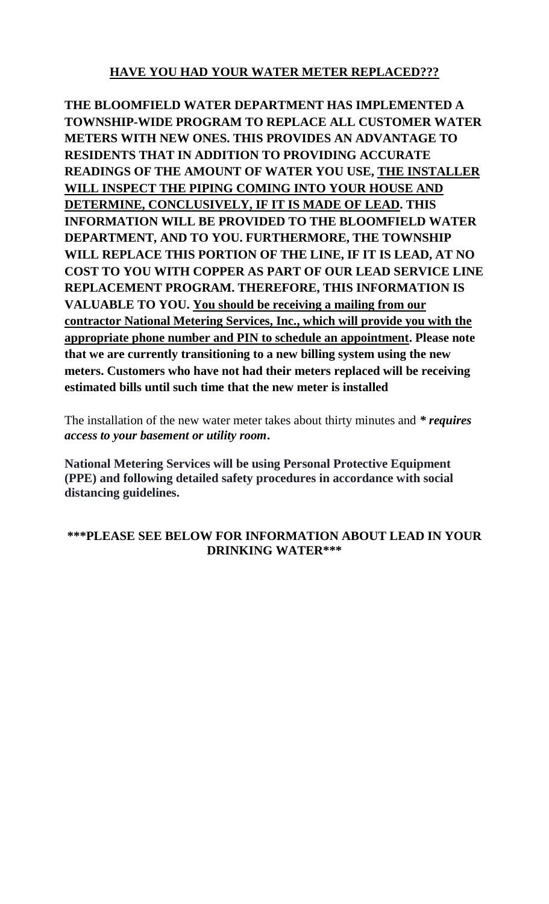## HAVE YOU HAD YOUR WATER METER REPLACED???

**THE BLOOMFIELD WATER DEPARTMENT HAS IMPLEMENTED A TOWNSHIP-WIDE PROGRAM TO REPLACE ALL CUSTOMER WATER METERS WITH NEW ONES. THIS PROVIDES AN ADVANTAGE TO RESIDENTS THAT IN ADDITION TO PROVIDING ACCURATE READINGS OF THE AMOUNT OF WATER YOU USE, THE INSTALLER WILL INSPECT THE PIPING COMING INTO YOUR HOUSE AND DETERMINE, CONCLUSIVELY, IF IT IS MADE OF LEAD. THIS INFORMATION WILL BE PROVIDED TO THE BLOOMFIELD WATER DEPARTMENT, AND TO YOU. FURTHERMORE, THE TOWNSHIP WILL REPLACE THIS PORTION OF THE LINE, IF IT IS LEAD, AT NO COST TO YOU WITH COPPER AS PART OF OUR LEAD SERVICE LINE REPLACEMENT PROGRAM. THEREFORE, THIS INFORMATION IS VALUABLE TO YOU. You should be receiving a mailing from our contractor National Metering Services, Inc., which will provide you with the appropriate phone number and PIN to schedule an appointment. Please note that we are currently transitioning to a new billing system using the new meters. Customers who have not had their meters replaced will be receiving estimated bills until such time that the new meter is installed**

The installation of the new water meter takes about thirty minutes and ***\* requires access to your basement or utility room*.**

**National Metering Services will be using Personal Protective Equipment (PPE) and following detailed safety procedures in accordance with social distancing guidelines.**

**\*\*\*PLEASE SEE BELOW FOR INFORMATION ABOUT LEAD IN YOUR DRINKING WATER\*\*\***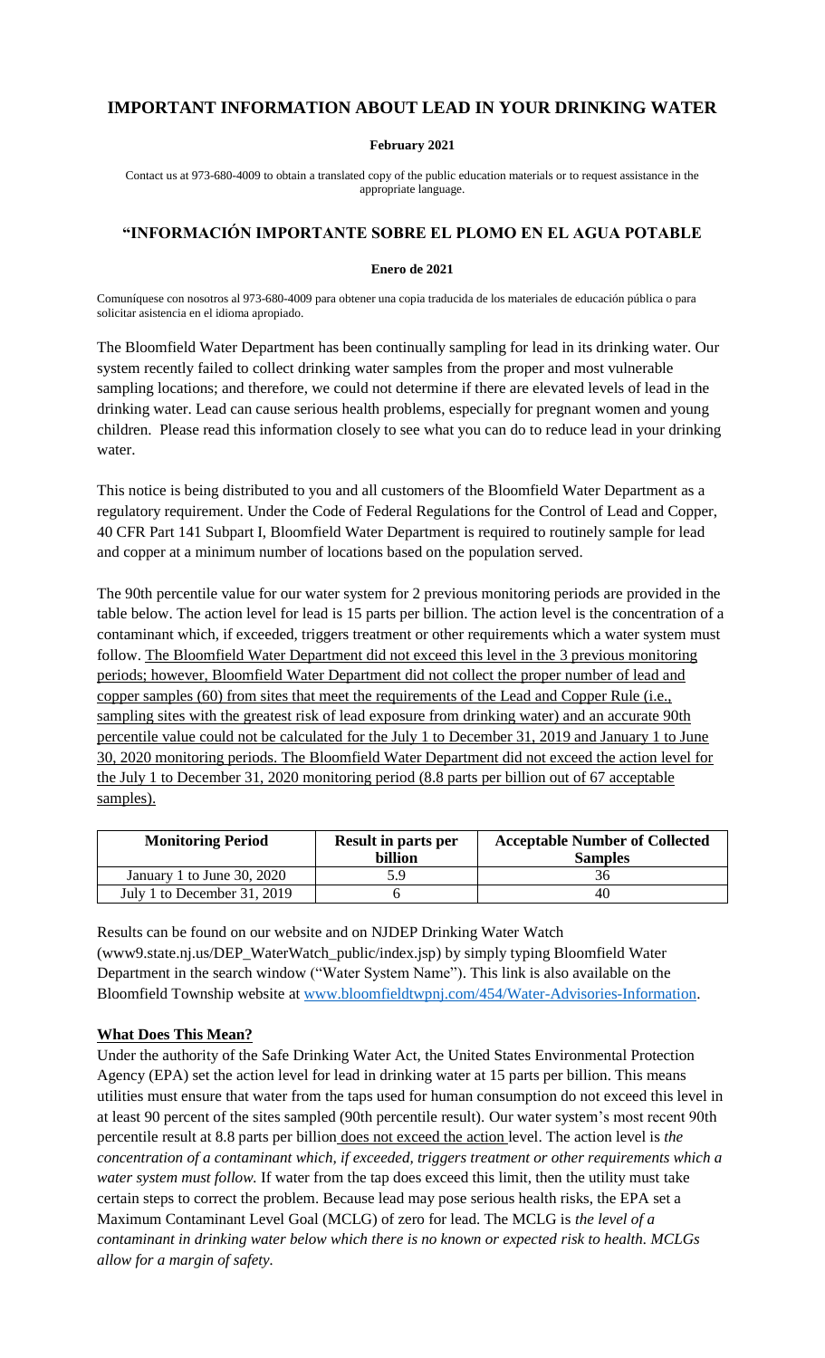## IMPORTANT INFORMATION ABOUT LEAD IN YOUR DRINKING WATER

**February 2021**

Contact us at 973-680-4009 to obtain a translated copy of the public education materials or to request assistance in the appropriate language.

## "INFORMACIÓN IMPORTANTE SOBRE EL PLOMO EN EL AGUA POTABLE

**Enero de 2021**

Comuníquese con nosotros al 973-680-4009 para obtener una copia traducida de los materiales de educación pública o para solicitar asistencia en el idioma apropiado.

The Bloomfield Water Department has been continually sampling for lead in its drinking water. Our system recently failed to collect drinking water samples from the proper and most vulnerable sampling locations; and therefore, we could not determine if there are elevated levels of lead in the drinking water. Lead can cause serious health problems, especially for pregnant women and young children. Please read this information closely to see what you can do to reduce lead in your drinking water.

This notice is being distributed to you and all customers of the Bloomfield Water Department as a regulatory requirement. Under the Code of Federal Regulations for the Control of Lead and Copper, 40 CFR Part 141 Subpart I, Bloomfield Water Department is required to routinely sample for lead and copper at a minimum number of locations based on the population served.

The 90th percentile value for our water system for 2 previous monitoring periods are provided in the table below. The action level for lead is 15 parts per billion. The action level is the concentration of a contaminant which, if exceeded, triggers treatment or other requirements which a water system must follow. The Bloomfield Water Department did not exceed this level in the 3 previous monitoring periods; however, Bloomfield Water Department did not collect the proper number of lead and copper samples (60) from sites that meet the requirements of the Lead and Copper Rule (i.e., sampling sites with the greatest risk of lead exposure from drinking water) and an accurate 90th percentile value could not be calculated for the July 1 to December 31, 2019 and January 1 to June 30, 2020 monitoring periods. The Bloomfield Water Department did not exceed the action level for the July 1 to December 31, 2020 monitoring period (8.8 parts per billion out of 67 acceptable samples).

| Monitoring Period | Result in parts per billion | Acceptable Number of Collected Samples |
|---|---|---|
| January 1 to June 30, 2020 | 5.9 | 36 |
| July 1 to December 31, 2019 | 6 | 40 |

Results can be found on our website and on NJDEP Drinking Water Watch (www9.state.nj.us/DEP_WaterWatch_public/index.jsp) by simply typing Bloomfield Water Department in the search window ("Water System Name"). This link is also available on the Bloomfield Township website at www.bloomfieldtwpnj.com/454/Water-Advisories-Information.

### What Does This Mean?

Under the authority of the Safe Drinking Water Act, the United States Environmental Protection Agency (EPA) set the action level for lead in drinking water at 15 parts per billion. This means utilities must ensure that water from the taps used for human consumption do not exceed this level in at least 90 percent of the sites sampled (90th percentile result). Our water system's most recent 90th percentile result at 8.8 parts per billion does not exceed the action level. The action level is *the concentration of a contaminant which, if exceeded, triggers treatment or other requirements which a water system must follow.* If water from the tap does exceed this limit, then the utility must take certain steps to correct the problem. Because lead may pose serious health risks, the EPA set a Maximum Contaminant Level Goal (MCLG) of zero for lead. The MCLG is *the level of a contaminant in drinking water below which there is no known or expected risk to health. MCLGs allow for a margin of safety.*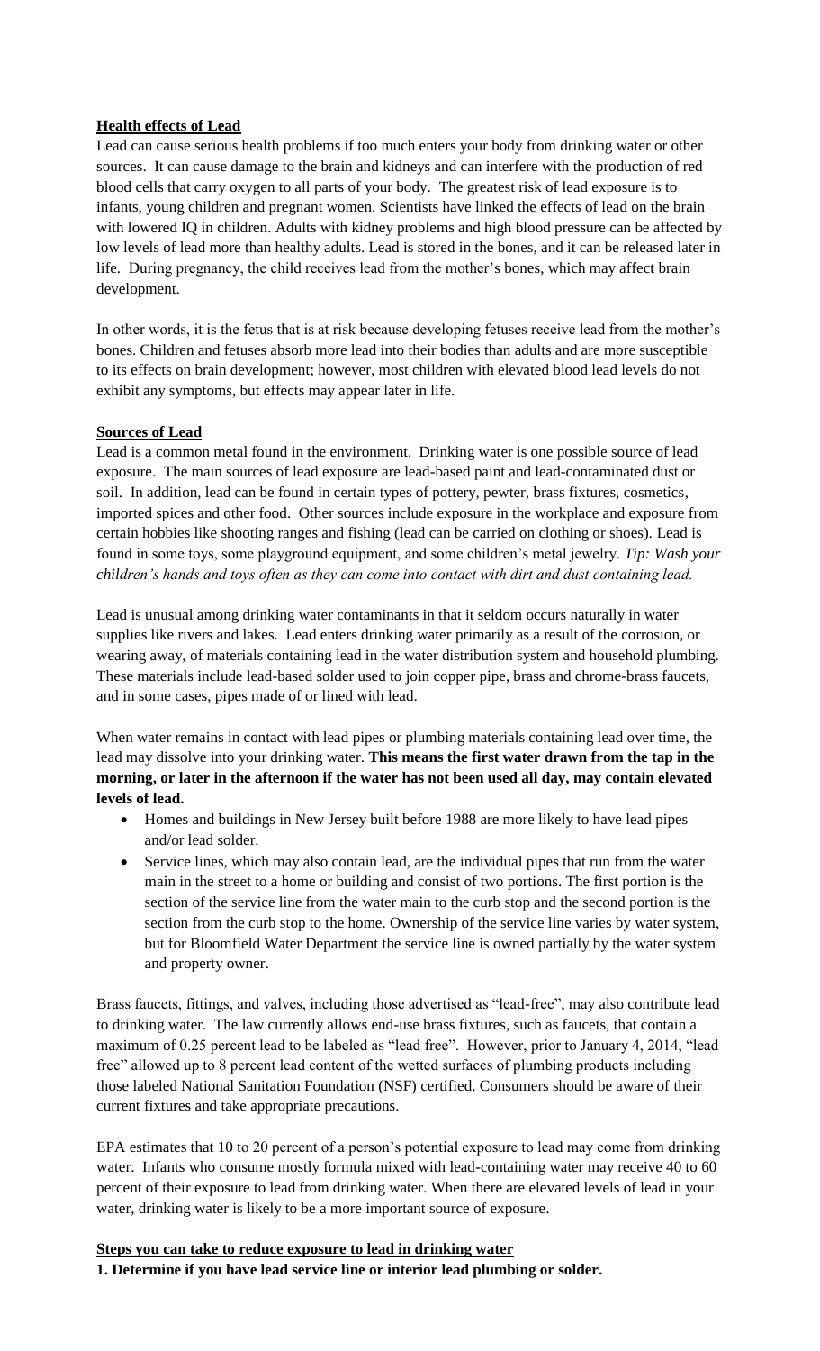**Health effects of Lead**

Lead can cause serious health problems if too much enters your body from drinking water or other sources. It can cause damage to the brain and kidneys and can interfere with the production of red blood cells that carry oxygen to all parts of your body. The greatest risk of lead exposure is to infants, young children and pregnant women. Scientists have linked the effects of lead on the brain with lowered IQ in children. Adults with kidney problems and high blood pressure can be affected by low levels of lead more than healthy adults. Lead is stored in the bones, and it can be released later in life. During pregnancy, the child receives lead from the mother's bones, which may affect brain development.

In other words, it is the fetus that is at risk because developing fetuses receive lead from the mother's bones. Children and fetuses absorb more lead into their bodies than adults and are more susceptible to its effects on brain development; however, most children with elevated blood lead levels do not exhibit any symptoms, but effects may appear later in life.

**Sources of Lead**

Lead is a common metal found in the environment. Drinking water is one possible source of lead exposure. The main sources of lead exposure are lead-based paint and lead-contaminated dust or soil. In addition, lead can be found in certain types of pottery, pewter, brass fixtures, cosmetics, imported spices and other food. Other sources include exposure in the workplace and exposure from certain hobbies like shooting ranges and fishing (lead can be carried on clothing or shoes). Lead is found in some toys, some playground equipment, and some children's metal jewelry. *Tip: Wash your children's hands and toys often as they can come into contact with dirt and dust containing lead.*

Lead is unusual among drinking water contaminants in that it seldom occurs naturally in water supplies like rivers and lakes. Lead enters drinking water primarily as a result of the corrosion, or wearing away, of materials containing lead in the water distribution system and household plumbing. These materials include lead-based solder used to join copper pipe, brass and chrome-brass faucets, and in some cases, pipes made of or lined with lead.

When water remains in contact with lead pipes or plumbing materials containing lead over time, the lead may dissolve into your drinking water. **This means the first water drawn from the tap in the morning, or later in the afternoon if the water has not been used all day, may contain elevated levels of lead.**

- Homes and buildings in New Jersey built before 1988 are more likely to have lead pipes and/or lead solder.
- Service lines, which may also contain lead, are the individual pipes that run from the water main in the street to a home or building and consist of two portions. The first portion is the section of the service line from the water main to the curb stop and the second portion is the section from the curb stop to the home. Ownership of the service line varies by water system, but for Bloomfield Water Department the service line is owned partially by the water system and property owner.

Brass faucets, fittings, and valves, including those advertised as "lead-free", may also contribute lead to drinking water. The law currently allows end-use brass fixtures, such as faucets, that contain a maximum of 0.25 percent lead to be labeled as "lead free". However, prior to January 4, 2014, "lead free" allowed up to 8 percent lead content of the wetted surfaces of plumbing products including those labeled National Sanitation Foundation (NSF) certified. Consumers should be aware of their current fixtures and take appropriate precautions.

EPA estimates that 10 to 20 percent of a person's potential exposure to lead may come from drinking water. Infants who consume mostly formula mixed with lead-containing water may receive 40 to 60 percent of their exposure to lead from drinking water. When there are elevated levels of lead in your water, drinking water is likely to be a more important source of exposure.

**Steps you can take to reduce exposure to lead in drinking water**

**1. Determine if you have lead service line or interior lead plumbing or solder.**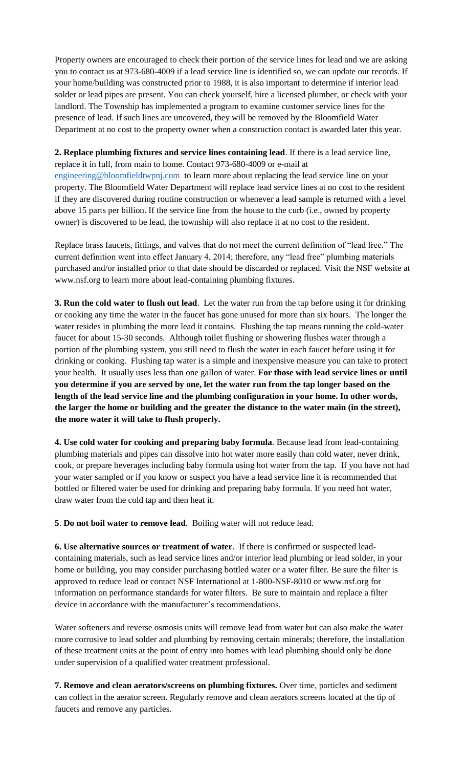Property owners are encouraged to check their portion of the service lines for lead and we are asking you to contact us at 973-680-4009 if a lead service line is identified so, we can update our records. If your home/building was constructed prior to 1988, it is also important to determine if interior lead solder or lead pipes are present. You can check yourself, hire a licensed plumber, or check with your landlord. The Township has implemented a program to examine customer service lines for the presence of lead. If such lines are uncovered, they will be removed by the Bloomfield Water Department at no cost to the property owner when a construction contact is awarded later this year.

**2. Replace plumbing fixtures and service lines containing lead**. If there is a lead service line, replace it in full, from main to home. Contact 973-680-4009 or e-mail at engineering@bloomfieldtwpnj.com to learn more about replacing the lead service line on your property. The Bloomfield Water Department will replace lead service lines at no cost to the resident if they are discovered during routine construction or whenever a lead sample is returned with a level above 15 parts per billion. If the service line from the house to the curb (i.e., owned by property owner) is discovered to be lead, the township will also replace it at no cost to the resident.

Replace brass faucets, fittings, and valves that do not meet the current definition of "lead free." The current definition went into effect January 4, 2014; therefore, any "lead free" plumbing materials purchased and/or installed prior to that date should be discarded or replaced. Visit the NSF website at www.nsf.org to learn more about lead-containing plumbing fixtures.

**3. Run the cold water to flush out lead**. Let the water run from the tap before using it for drinking or cooking any time the water in the faucet has gone unused for more than six hours. The longer the water resides in plumbing the more lead it contains. Flushing the tap means running the cold-water faucet for about 15-30 seconds. Although toilet flushing or showering flushes water through a portion of the plumbing system, you still need to flush the water in each faucet before using it for drinking or cooking. Flushing tap water is a simple and inexpensive measure you can take to protect your health. It usually uses less than one gallon of water. **For those with lead service lines or until you determine if you are served by one, let the water run from the tap longer based on the length of the lead service line and the plumbing configuration in your home. In other words, the larger the home or building and the greater the distance to the water main (in the street), the more water it will take to flush properly.**

**4. Use cold water for cooking and preparing baby formula**. Because lead from lead-containing plumbing materials and pipes can dissolve into hot water more easily than cold water, never drink, cook, or prepare beverages including baby formula using hot water from the tap. If you have not had your water sampled or if you know or suspect you have a lead service line it is recommended that bottled or filtered water be used for drinking and preparing baby formula. If you need hot water, draw water from the cold tap and then heat it.

**5**. **Do not boil water to remove lead**. Boiling water will not reduce lead.

**6. Use alternative sources or treatment of water**. If there is confirmed or suspected lead-containing materials, such as lead service lines and/or interior lead plumbing or lead solder, in your home or building, you may consider purchasing bottled water or a water filter. Be sure the filter is approved to reduce lead or contact NSF International at 1-800-NSF-8010 or www.nsf.org for information on performance standards for water filters. Be sure to maintain and replace a filter device in accordance with the manufacturer's recommendations.

Water softeners and reverse osmosis units will remove lead from water but can also make the water more corrosive to lead solder and plumbing by removing certain minerals; therefore, the installation of these treatment units at the point of entry into homes with lead plumbing should only be done under supervision of a qualified water treatment professional.

**7. Remove and clean aerators/screens on plumbing fixtures.** Over time, particles and sediment can collect in the aerator screen. Regularly remove and clean aerators screens located at the tip of faucets and remove any particles.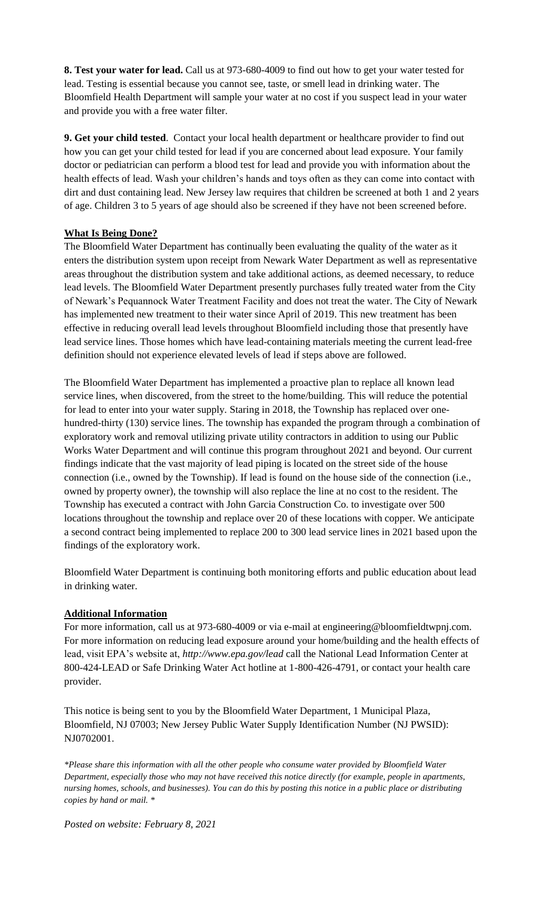**8. Test your water for lead.** Call us at 973-680-4009 to find out how to get your water tested for lead. Testing is essential because you cannot see, taste, or smell lead in drinking water. The Bloomfield Health Department will sample your water at no cost if you suspect lead in your water and provide you with a free water filter.

**9. Get your child tested**. Contact your local health department or healthcare provider to find out how you can get your child tested for lead if you are concerned about lead exposure. Your family doctor or pediatrician can perform a blood test for lead and provide you with information about the health effects of lead. Wash your children's hands and toys often as they can come into contact with dirt and dust containing lead. New Jersey law requires that children be screened at both 1 and 2 years of age. Children 3 to 5 years of age should also be screened if they have not been screened before.

**What Is Being Done?**

The Bloomfield Water Department has continually been evaluating the quality of the water as it enters the distribution system upon receipt from Newark Water Department as well as representative areas throughout the distribution system and take additional actions, as deemed necessary, to reduce lead levels. The Bloomfield Water Department presently purchases fully treated water from the City of Newark's Pequannock Water Treatment Facility and does not treat the water. The City of Newark has implemented new treatment to their water since April of 2019. This new treatment has been effective in reducing overall lead levels throughout Bloomfield including those that presently have lead service lines. Those homes which have lead-containing materials meeting the current lead-free definition should not experience elevated levels of lead if steps above are followed.

The Bloomfield Water Department has implemented a proactive plan to replace all known lead service lines, when discovered, from the street to the home/building. This will reduce the potential for lead to enter into your water supply. Staring in 2018, the Township has replaced over one-hundred-thirty (130) service lines. The township has expanded the program through a combination of exploratory work and removal utilizing private utility contractors in addition to using our Public Works Water Department and will continue this program throughout 2021 and beyond. Our current findings indicate that the vast majority of lead piping is located on the street side of the house connection (i.e., owned by the Township). If lead is found on the house side of the connection (i.e., owned by property owner), the township will also replace the line at no cost to the resident. The Township has executed a contract with John Garcia Construction Co. to investigate over 500 locations throughout the township and replace over 20 of these locations with copper. We anticipate a second contract being implemented to replace 200 to 300 lead service lines in 2021 based upon the findings of the exploratory work.

Bloomfield Water Department is continuing both monitoring efforts and public education about lead in drinking water.

**Additional Information**

For more information, call us at 973-680-4009 or via e-mail at engineering@bloomfieldtwpnj.com. For more information on reducing lead exposure around your home/building and the health effects of lead, visit EPA's website at, *http://www.epa.gov/lead* call the National Lead Information Center at 800-424-LEAD or Safe Drinking Water Act hotline at 1-800-426-4791, or contact your health care provider.

This notice is being sent to you by the Bloomfield Water Department, 1 Municipal Plaza, Bloomfield, NJ 07003; New Jersey Public Water Supply Identification Number (NJ PWSID): NJ0702001.

*\*Please share this information with all the other people who consume water provided by Bloomfield Water Department, especially those who may not have received this notice directly (for example, people in apartments, nursing homes, schools, and businesses). You can do this by posting this notice in a public place or distributing copies by hand or mail. \**

*Posted on website: February 8, 2021*